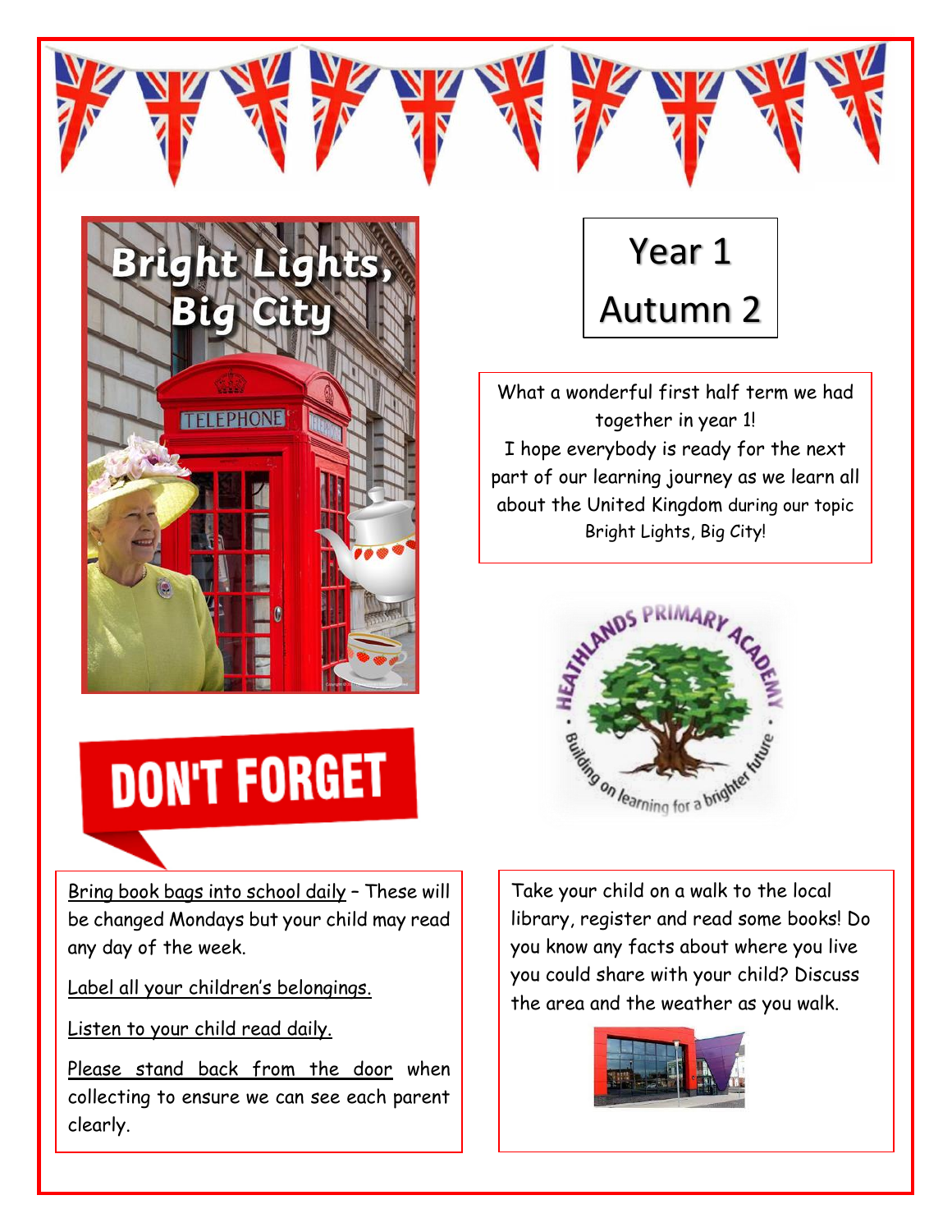# Bright Lights, Big City

## Year 1 Autumn 2

What a wonderful first half term we had together in year 1!
I hope everybody is ready for the next part of our learning journey as we learn all about the United Kingdom during our topic Bright Lights, Big City!

HEATHLANDS PRIMARY ACADEMY
Building on learning for a brighter future

## DON'T FORGET

<u>Bring book bags into school daily</u> – These will be changed Mondays but your child may read any day of the week.

<u>Label all your children's belongings.</u>

<u>Listen to your child read daily.</u>

<u>Please stand back from the door</u> when collecting to ensure we can see each parent clearly.

Take your child on a walk to the local library, register and read some books! Do you know any facts about where you live you could share with your child? Discuss the area and the weather as you walk.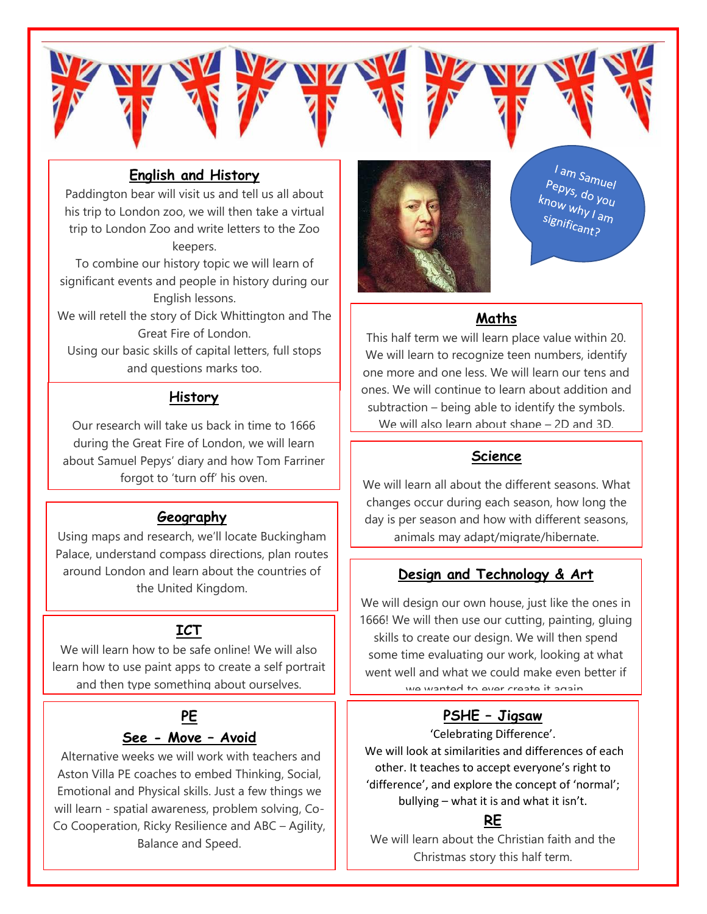## English and History

Paddington bear will visit us and tell us all about his trip to London zoo, we will then take a virtual trip to London Zoo and write letters to the Zoo keepers.

To combine our history topic we will learn of significant events and people in history during our English lessons.

We will retell the story of Dick Whittington and The Great Fire of London.

Using our basic skills of capital letters, full stops and questions marks too.

I am Samuel Pepys, do you know why I am significant?

## History

Our research will take us back in time to 1666 during the Great Fire of London, we will learn about Samuel Pepys' diary and how Tom Farriner forgot to 'turn off' his oven.

## Geography

Using maps and research, we'll locate Buckingham Palace, understand compass directions, plan routes around London and learn about the countries of the United Kingdom.

## ICT

We will learn how to be safe online! We will also learn how to use paint apps to create a self portrait and then type something about ourselves.

## PE

### See - Move – Avoid

Alternative weeks we will work with teachers and Aston Villa PE coaches to embed Thinking, Social, Emotional and Physical skills. Just a few things we will learn - spatial awareness, problem solving, Co-Co Cooperation, Ricky Resilience and ABC – Agility, Balance and Speed.

## Maths

This half term we will learn place value within 20. We will learn to recognize teen numbers, identify one more and one less. We will learn our tens and ones. We will continue to learn about addition and subtraction – being able to identify the symbols. We will also learn about shape – 2D and 3D.

## Science

We will learn all about the different seasons. What changes occur during each season, how long the day is per season and how with different seasons, animals may adapt/migrate/hibernate.

## Design and Technology & Art

We will design our own house, just like the ones in 1666! We will then use our cutting, painting, gluing skills to create our design. We will then spend some time evaluating our work, looking at what went well and what we could make even better if we wanted to ever create it again.

## PSHE – Jigsaw

'Celebrating Difference'.

We will look at similarities and differences of each other. It teaches to accept everyone's right to 'difference', and explore the concept of 'normal'; bullying – what it is and what it isn't.

## RE

We will learn about the Christian faith and the Christmas story this half term.